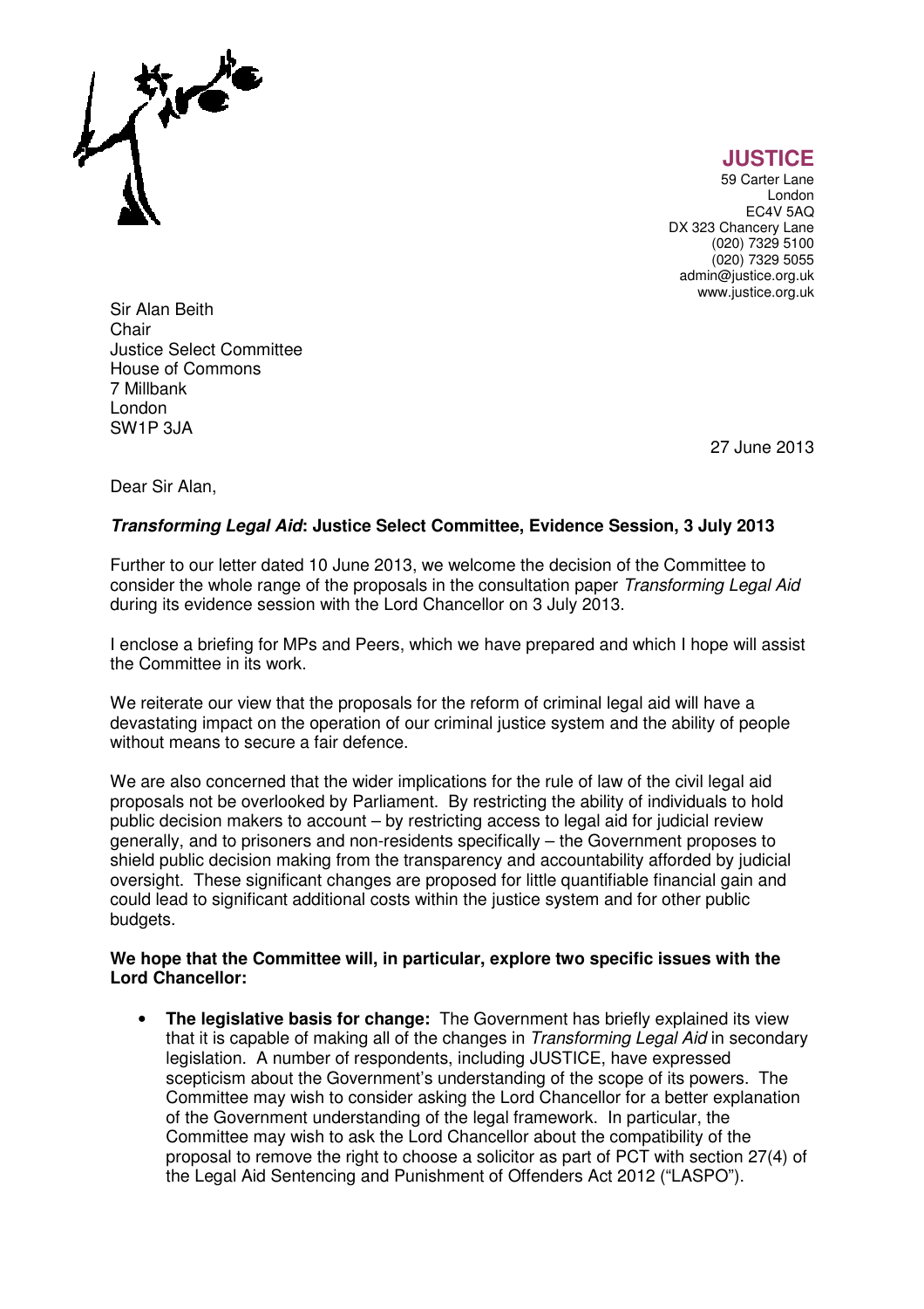**JUSTICE**
59 Carter Lane
London
EC4V 5AQ
DX 323 Chancery Lane
(020) 7329 5100
(020) 7329 5055
admin@justice.org.uk
www.justice.org.uk

Sir Alan Beith
Chair
Justice Select Committee
House of Commons
7 Millbank
London
SW1P 3JA

27 June 2013

Dear Sir Alan,

***Transforming Legal Aid*: Justice Select Committee, Evidence Session, 3 July 2013**

Further to our letter dated 10 June 2013, we welcome the decision of the Committee to consider the whole range of the proposals in the consultation paper *Transforming Legal Aid* during its evidence session with the Lord Chancellor on 3 July 2013.

I enclose a briefing for MPs and Peers, which we have prepared and which I hope will assist the Committee in its work.

We reiterate our view that the proposals for the reform of criminal legal aid will have a devastating impact on the operation of our criminal justice system and the ability of people without means to secure a fair defence.

We are also concerned that the wider implications for the rule of law of the civil legal aid proposals not be overlooked by Parliament. By restricting the ability of individuals to hold public decision makers to account – by restricting access to legal aid for judicial review generally, and to prisoners and non-residents specifically – the Government proposes to shield public decision making from the transparency and accountability afforded by judicial oversight. These significant changes are proposed for little quantifiable financial gain and could lead to significant additional costs within the justice system and for other public budgets.

**We hope that the Committee will, in particular, explore two specific issues with the Lord Chancellor:**

- **The legislative basis for change:** The Government has briefly explained its view that it is capable of making all of the changes in *Transforming Legal Aid* in secondary legislation. A number of respondents, including JUSTICE, have expressed scepticism about the Government's understanding of the scope of its powers. The Committee may wish to consider asking the Lord Chancellor for a better explanation of the Government understanding of the legal framework. In particular, the Committee may wish to ask the Lord Chancellor about the compatibility of the proposal to remove the right to choose a solicitor as part of PCT with section 27(4) of the Legal Aid Sentencing and Punishment of Offenders Act 2012 ("LASPO").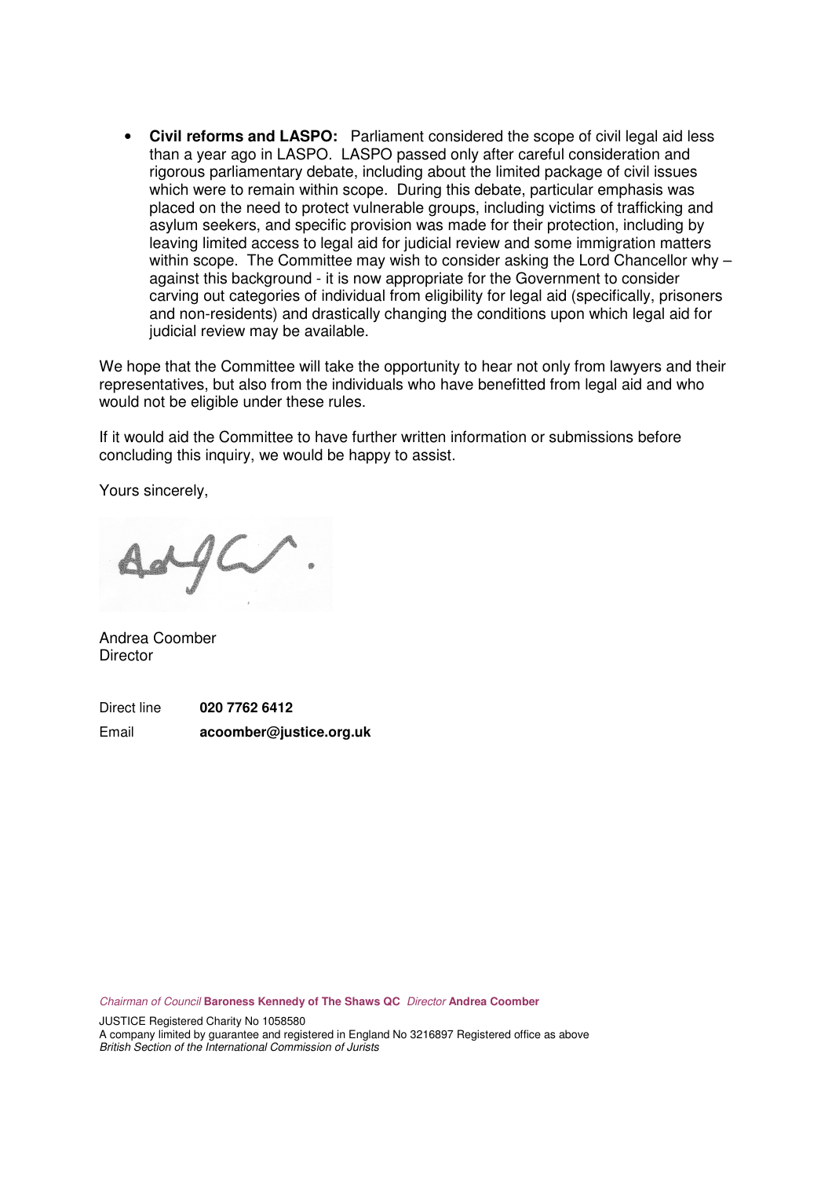- **Civil reforms and LASPO:** Parliament considered the scope of civil legal aid less than a year ago in LASPO. LASPO passed only after careful consideration and rigorous parliamentary debate, including about the limited package of civil issues which were to remain within scope. During this debate, particular emphasis was placed on the need to protect vulnerable groups, including victims of trafficking and asylum seekers, and specific provision was made for their protection, including by leaving limited access to legal aid for judicial review and some immigration matters within scope. The Committee may wish to consider asking the Lord Chancellor why – against this background - it is now appropriate for the Government to consider carving out categories of individual from eligibility for legal aid (specifically, prisoners and non-residents) and drastically changing the conditions upon which legal aid for judicial review may be available.

We hope that the Committee will take the opportunity to hear not only from lawyers and their representatives, but also from the individuals who have benefitted from legal aid and who would not be eligible under these rules.

If it would aid the Committee to have further written information or submissions before concluding this inquiry, we would be happy to assist.

Yours sincerely,

Andrea Coomber
Director

Direct line **020 7762 6412**
Email **acoomber@justice.org.uk**

*Chairman of Council* **Baroness Kennedy of The Shaws QC** *Director* **Andrea Coomber**

JUSTICE Registered Charity No 1058580
A company limited by guarantee and registered in England No 3216897 Registered office as above
*British Section of the International Commission of Jurists*